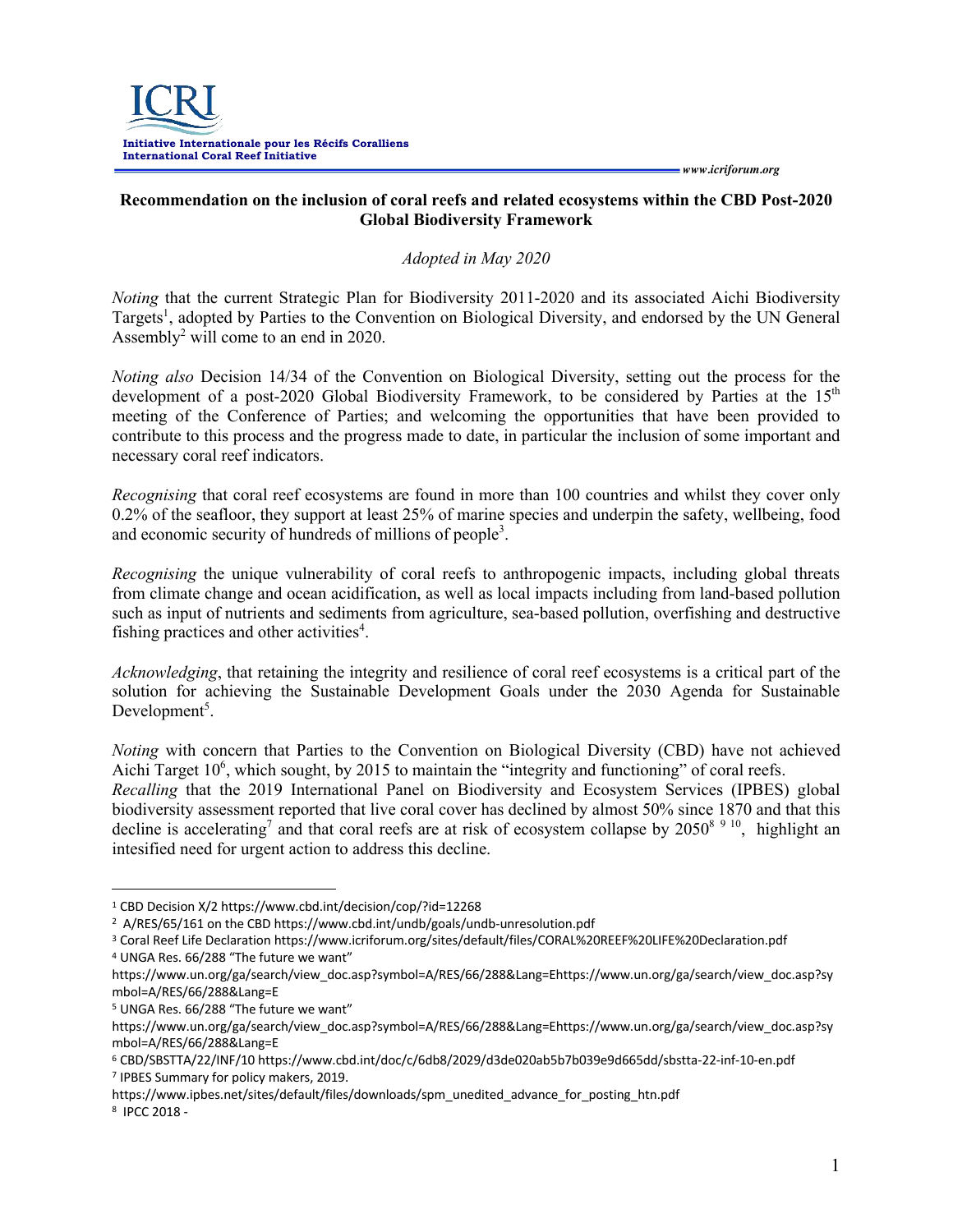ICRI

**Initiative Internationale pour les Récifs Coralliens**
**International Coral Reef Initiative**

*www.icriforum.org*

**Recommendation on the inclusion of coral reefs and related ecosystems within the CBD Post-2020 Global Biodiversity Framework**

*Adopted in May 2020*

*Noting* that the current Strategic Plan for Biodiversity 2011-2020 and its associated Aichi Biodiversity Targets[1], adopted by Parties to the Convention on Biological Diversity, and endorsed by the UN General Assembly[2] will come to an end in 2020.

*Noting also* Decision 14/34 of the Convention on Biological Diversity, setting out the process for the development of a post-2020 Global Biodiversity Framework, to be considered by Parties at the 15th meeting of the Conference of Parties; and welcoming the opportunities that have been provided to contribute to this process and the progress made to date, in particular the inclusion of some important and necessary coral reef indicators.

*Recognising* that coral reef ecosystems are found in more than 100 countries and whilst they cover only 0.2% of the seafloor, they support at least 25% of marine species and underpin the safety, wellbeing, food and economic security of hundreds of millions of people[3].

*Recognising* the unique vulnerability of coral reefs to anthropogenic impacts, including global threats from climate change and ocean acidification, as well as local impacts including from land-based pollution such as input of nutrients and sediments from agriculture, sea-based pollution, overfishing and destructive fishing practices and other activities[4].

*Acknowledging*, that retaining the integrity and resilience of coral reef ecosystems is a critical part of the solution for achieving the Sustainable Development Goals under the 2030 Agenda for Sustainable Development[5].

*Noting* with concern that Parties to the Convention on Biological Diversity (CBD) have not achieved Aichi Target 10[6], which sought, by 2015 to maintain the "integrity and functioning" of coral reefs.

*Recalling* that the 2019 International Panel on Biodiversity and Ecosystem Services (IPBES) global biodiversity assessment reported that live coral cover has declined by almost 50% since 1870 and that this decline is accelerating[7] and that coral reefs are at risk of ecosystem collapse by 2050[8] [9] [10], highlight an intesified need for urgent action to address this decline.

---

[1] CBD Decision X/2 https://www.cbd.int/decision/cop/?id=12268

[2] A/RES/65/161 on the CBD https://www.cbd.int/undb/goals/undb-unresolution.pdf

[3] Coral Reef Life Declaration https://www.icriforum.org/sites/default/files/CORAL%20REEF%20LIFE%20Declaration.pdf

[4] UNGA Res. 66/288 "The future we want" https://www.un.org/ga/search/view_doc.asp?symbol=A/RES/66/288&Lang=Ehttps://www.un.org/ga/search/view_doc.asp?symbol=A/RES/66/288&Lang=E

[5] UNGA Res. 66/288 "The future we want" https://www.un.org/ga/search/view_doc.asp?symbol=A/RES/66/288&Lang=Ehttps://www.un.org/ga/search/view_doc.asp?symbol=A/RES/66/288&Lang=E

[6] CBD/SBSTTA/22/INF/10 https://www.cbd.int/doc/c/6db8/2029/d3de020ab5b7b039e9d665dd/sbstta-22-inf-10-en.pdf

[7] IPBES Summary for policy makers, 2019. https://www.ipbes.net/sites/default/files/downloads/spm_unedited_advance_for_posting_htn.pdf

[8] IPCC 2018 -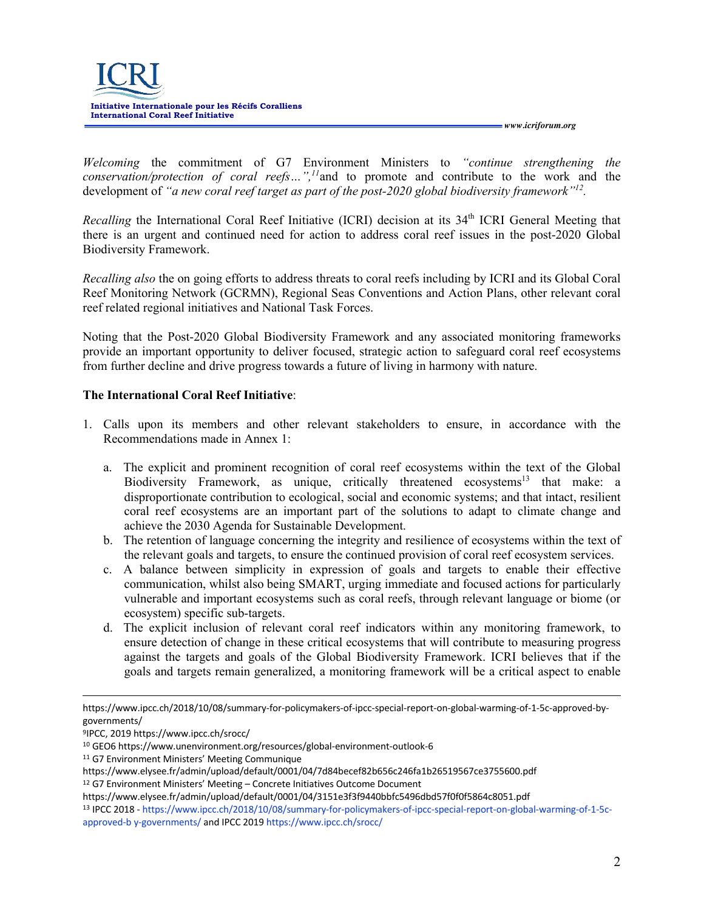*Welcoming* the commitment of G7 Environment Ministers to *"continue strengthening the conservation/protection of coral reefs…",*[11] and to promote and contribute to the work and the development of *"a new coral reef target as part of the post-2020 global biodiversity framework"*[12].

*Recalling* the International Coral Reef Initiative (ICRI) decision at its 34th ICRI General Meeting that there is an urgent and continued need for action to address coral reef issues in the post-2020 Global Biodiversity Framework.

*Recalling also* the on going efforts to address threats to coral reefs including by ICRI and its Global Coral Reef Monitoring Network (GCRMN), Regional Seas Conventions and Action Plans, other relevant coral reef related regional initiatives and National Task Forces.

Noting that the Post-2020 Global Biodiversity Framework and any associated monitoring frameworks provide an important opportunity to deliver focused, strategic action to safeguard coral reef ecosystems from further decline and drive progress towards a future of living in harmony with nature.

**The International Coral Reef Initiative**:

1. Calls upon its members and other relevant stakeholders to ensure, in accordance with the Recommendations made in Annex 1:
   a. The explicit and prominent recognition of coral reef ecosystems within the text of the Global Biodiversity Framework, as unique, critically threatened ecosystems[13] that make: a disproportionate contribution to ecological, social and economic systems; and that intact, resilient coral reef ecosystems are an important part of the solutions to adapt to climate change and achieve the 2030 Agenda for Sustainable Development.
   b. The retention of language concerning the integrity and resilience of ecosystems within the text of the relevant goals and targets, to ensure the continued provision of coral reef ecosystem services.
   c. A balance between simplicity in expression of goals and targets to enable their effective communication, whilst also being SMART, urging immediate and focused actions for particularly vulnerable and important ecosystems such as coral reefs, through relevant language or biome (or ecosystem) specific sub-targets.
   d. The explicit inclusion of relevant coral reef indicators within any monitoring framework, to ensure detection of change in these critical ecosystems that will contribute to measuring progress against the targets and goals of the Global Biodiversity Framework. ICRI believes that if the goals and targets remain generalized, a monitoring framework will be a critical aspect to enable

---

https://www.ipcc.ch/2018/10/08/summary-for-policymakers-of-ipcc-special-report-on-global-warming-of-1-5c-approved-by-governments/

[9] IPCC, 2019 https://www.ipcc.ch/srocc/

[10] GEO6 https://www.unenvironment.org/resources/global-environment-outlook-6

[11] G7 Environment Ministers' Meeting Communique https://www.elysee.fr/admin/upload/default/0001/04/7d84becef82b656c246fa1b26519567ce3755600.pdf

[12] G7 Environment Ministers' Meeting – Concrete Initiatives Outcome Document https://www.elysee.fr/admin/upload/default/0001/04/3151e3f3f9440bbfc5496dbd57f0f0f5864c8051.pdf

[13] IPCC 2018 - https://www.ipcc.ch/2018/10/08/summary-for-policymakers-of-ipcc-special-report-on-global-warming-of-1-5c-approved-b y-governments/ and IPCC 2019 https://www.ipcc.ch/srocc/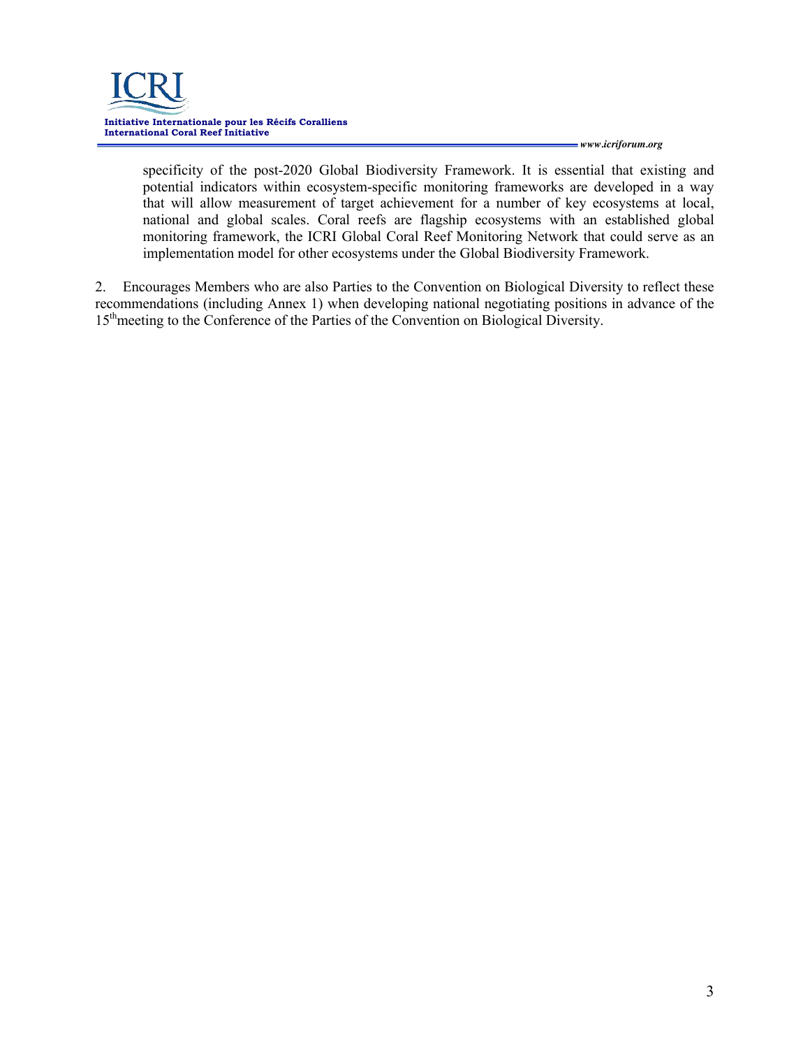specificity of the post-2020 Global Biodiversity Framework. It is essential that existing and potential indicators within ecosystem-specific monitoring frameworks are developed in a way that will allow measurement of target achievement for a number of key ecosystems at local, national and global scales. Coral reefs are flagship ecosystems with an established global monitoring framework, the ICRI Global Coral Reef Monitoring Network that could serve as an implementation model for other ecosystems under the Global Biodiversity Framework.

2. Encourages Members who are also Parties to the Convention on Biological Diversity to reflect these recommendations (including Annex 1) when developing national negotiating positions in advance of the 15th meeting to the Conference of the Parties of the Convention on Biological Diversity.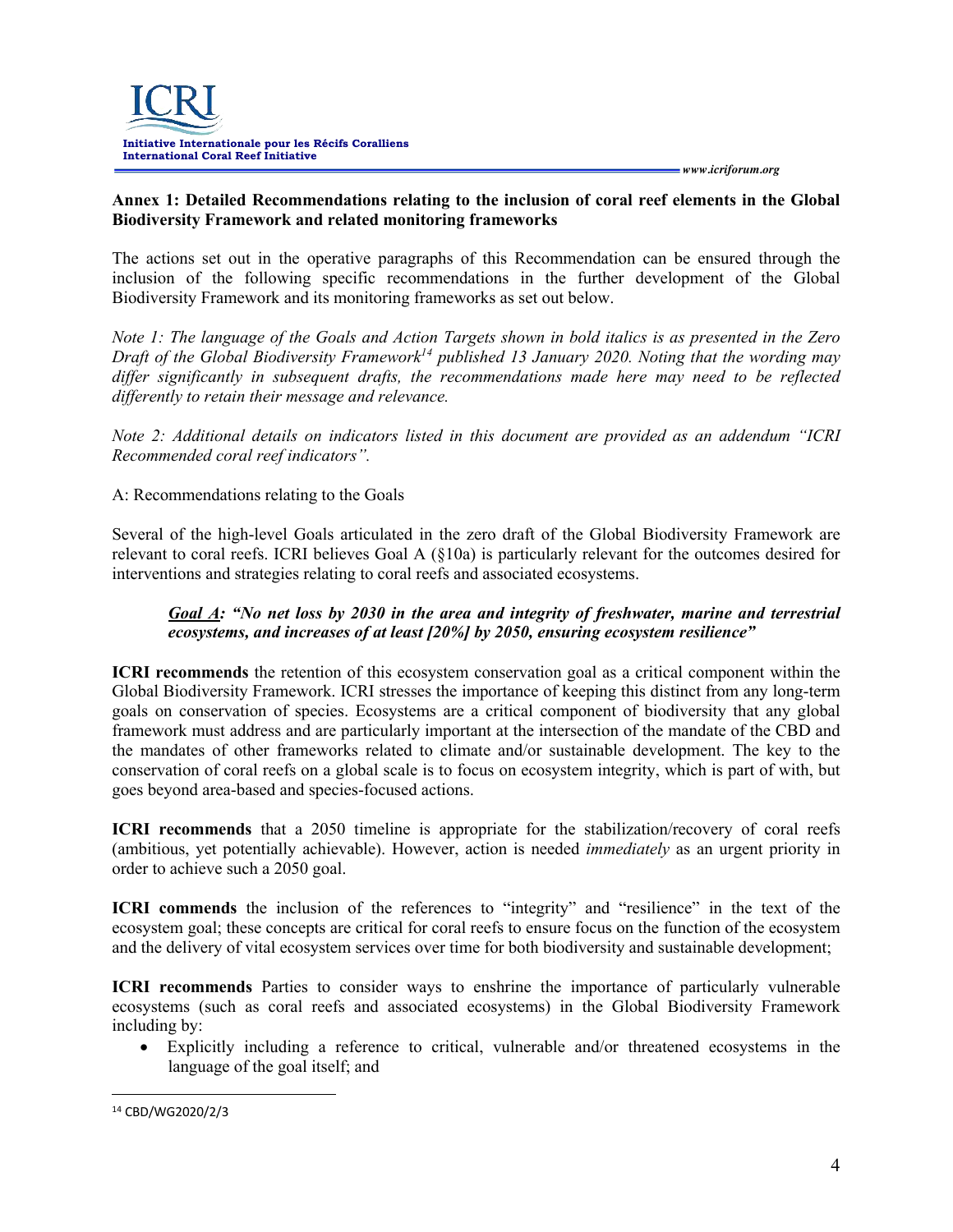## Annex 1: Detailed Recommendations relating to the inclusion of coral reef elements in the Global Biodiversity Framework and related monitoring frameworks

The actions set out in the operative paragraphs of this Recommendation can be ensured through the inclusion of the following specific recommendations in the further development of the Global Biodiversity Framework and its monitoring frameworks as set out below.

*Note 1: The language of the Goals and Action Targets shown in bold italics is as presented in the Zero Draft of the Global Biodiversity Framework[14] published 13 January 2020. Noting that the wording may differ significantly in subsequent drafts, the recommendations made here may need to be reflected differently to retain their message and relevance.*

*Note 2: Additional details on indicators listed in this document are provided as an addendum "ICRI Recommended coral reef indicators".*

A: Recommendations relating to the Goals

Several of the high-level Goals articulated in the zero draft of the Global Biodiversity Framework are relevant to coral reefs. ICRI believes Goal A (§10a) is particularly relevant for the outcomes desired for interventions and strategies relating to coral reefs and associated ecosystems.

> ***Goal A: "No net loss by 2030 in the area and integrity of freshwater, marine and terrestrial ecosystems, and increases of at least [20%] by 2050, ensuring ecosystem resilience"***

**ICRI recommends** the retention of this ecosystem conservation goal as a critical component within the Global Biodiversity Framework. ICRI stresses the importance of keeping this distinct from any long-term goals on conservation of species. Ecosystems are a critical component of biodiversity that any global framework must address and are particularly important at the intersection of the mandate of the CBD and the mandates of other frameworks related to climate and/or sustainable development. The key to the conservation of coral reefs on a global scale is to focus on ecosystem integrity, which is part of with, but goes beyond area-based and species-focused actions.

**ICRI recommends** that a 2050 timeline is appropriate for the stabilization/recovery of coral reefs (ambitious, yet potentially achievable). However, action is needed *immediately* as an urgent priority in order to achieve such a 2050 goal.

**ICRI commends** the inclusion of the references to "integrity" and "resilience" in the text of the ecosystem goal; these concepts are critical for coral reefs to ensure focus on the function of the ecosystem and the delivery of vital ecosystem services over time for both biodiversity and sustainable development;

**ICRI recommends** Parties to consider ways to enshrine the importance of particularly vulnerable ecosystems (such as coral reefs and associated ecosystems) in the Global Biodiversity Framework including by:

- Explicitly including a reference to critical, vulnerable and/or threatened ecosystems in the language of the goal itself; and

---

[14] CBD/WG2020/2/3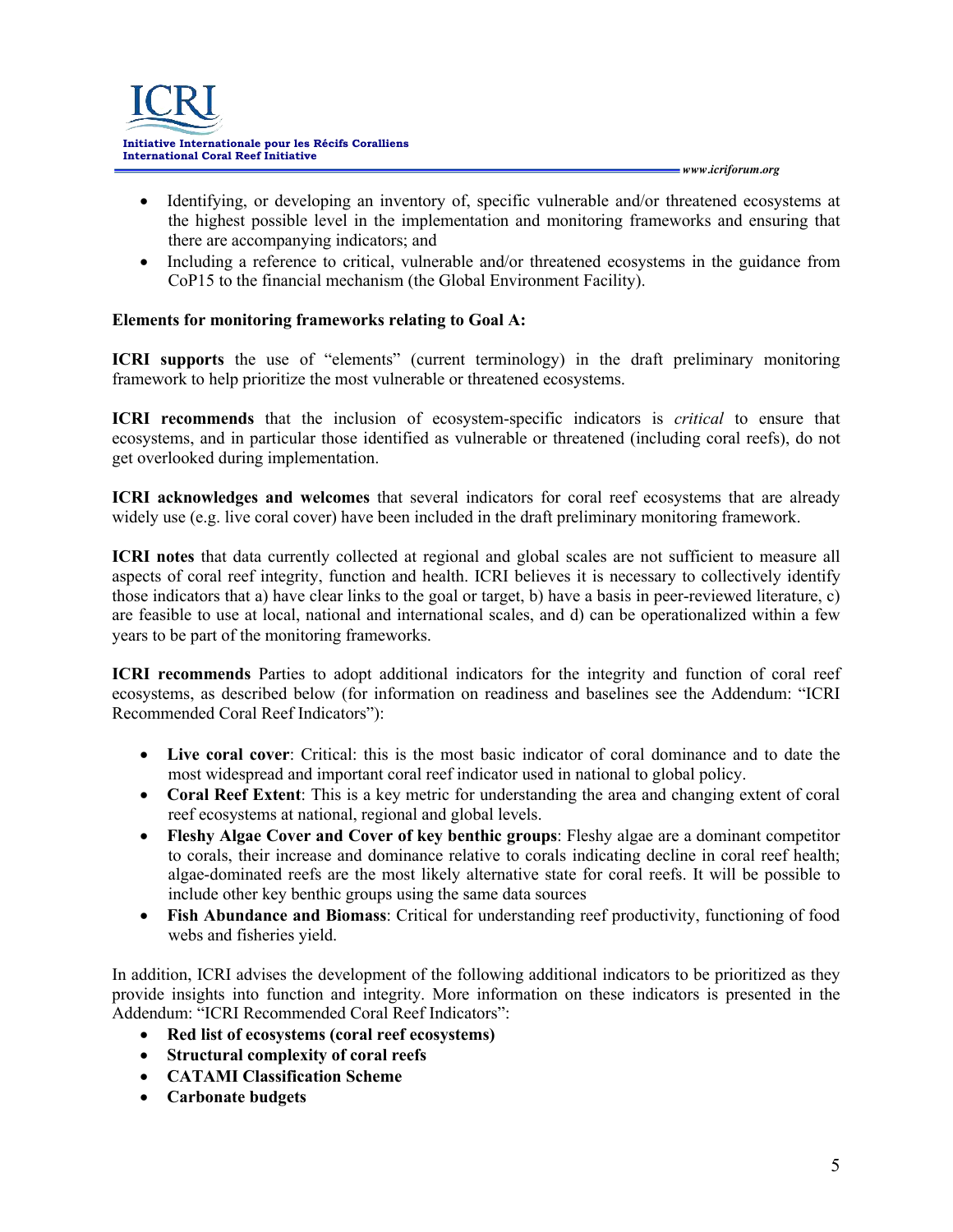- Identifying, or developing an inventory of, specific vulnerable and/or threatened ecosystems at the highest possible level in the implementation and monitoring frameworks and ensuring that there are accompanying indicators; and
- Including a reference to critical, vulnerable and/or threatened ecosystems in the guidance from CoP15 to the financial mechanism (the Global Environment Facility).

**Elements for monitoring frameworks relating to Goal A:**

**ICRI supports** the use of "elements" (current terminology) in the draft preliminary monitoring framework to help prioritize the most vulnerable or threatened ecosystems.

**ICRI recommends** that the inclusion of ecosystem-specific indicators is *critical* to ensure that ecosystems, and in particular those identified as vulnerable or threatened (including coral reefs), do not get overlooked during implementation.

**ICRI acknowledges and welcomes** that several indicators for coral reef ecosystems that are already widely use (e.g. live coral cover) have been included in the draft preliminary monitoring framework.

**ICRI notes** that data currently collected at regional and global scales are not sufficient to measure all aspects of coral reef integrity, function and health. ICRI believes it is necessary to collectively identify those indicators that a) have clear links to the goal or target, b) have a basis in peer-reviewed literature, c) are feasible to use at local, national and international scales, and d) can be operationalized within a few years to be part of the monitoring frameworks.

**ICRI recommends** Parties to adopt additional indicators for the integrity and function of coral reef ecosystems, as described below (for information on readiness and baselines see the Addendum: "ICRI Recommended Coral Reef Indicators"):

- **Live coral cover**: Critical: this is the most basic indicator of coral dominance and to date the most widespread and important coral reef indicator used in national to global policy.
- **Coral Reef Extent**: This is a key metric for understanding the area and changing extent of coral reef ecosystems at national, regional and global levels.
- **Fleshy Algae Cover and Cover of key benthic groups**: Fleshy algae are a dominant competitor to corals, their increase and dominance relative to corals indicating decline in coral reef health; algae-dominated reefs are the most likely alternative state for coral reefs. It will be possible to include other key benthic groups using the same data sources
- **Fish Abundance and Biomass**: Critical for understanding reef productivity, functioning of food webs and fisheries yield.

In addition, ICRI advises the development of the following additional indicators to be prioritized as they provide insights into function and integrity. More information on these indicators is presented in the Addendum: "ICRI Recommended Coral Reef Indicators":

- **Red list of ecosystems (coral reef ecosystems)**
- **Structural complexity of coral reefs**
- **CATAMI Classification Scheme**
- **Carbonate budgets**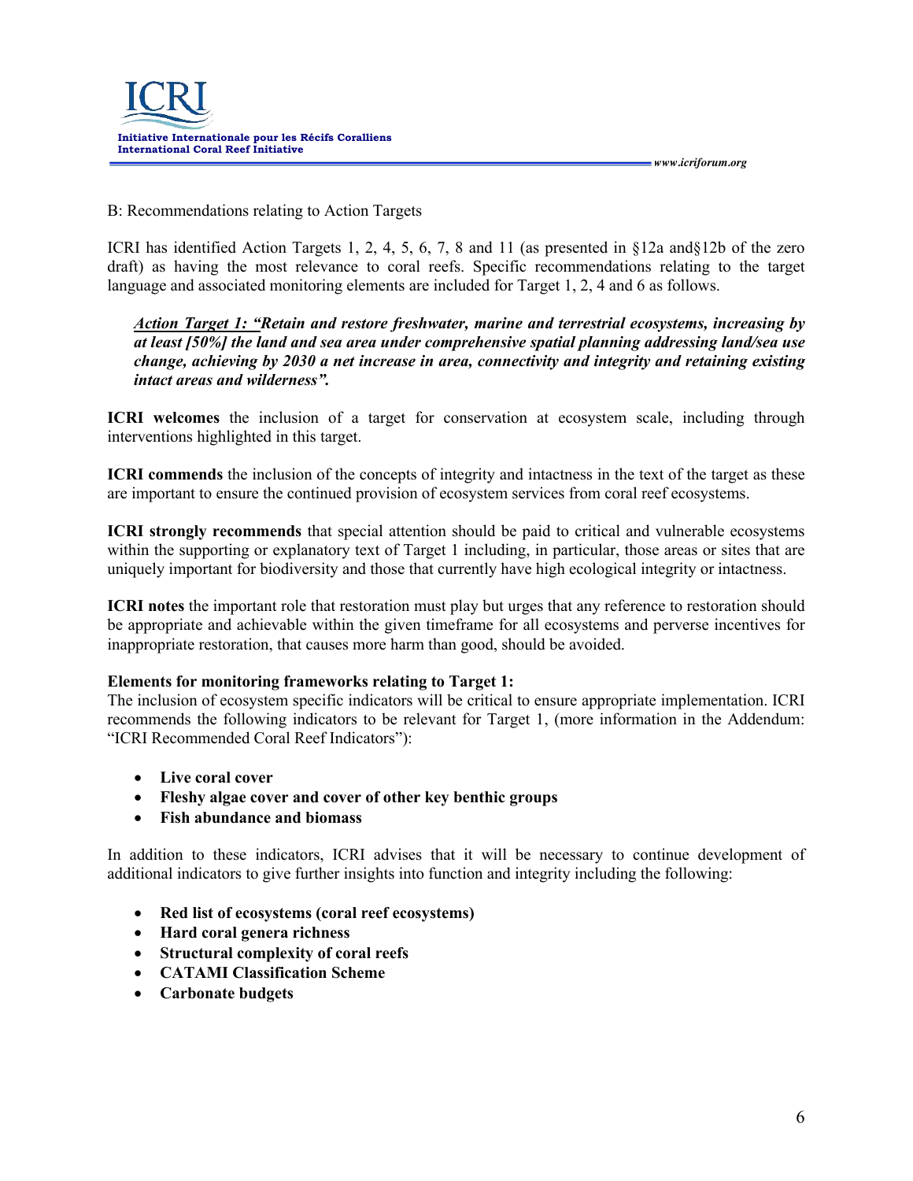B: Recommendations relating to Action Targets

ICRI has identified Action Targets 1, 2, 4, 5, 6, 7, 8 and 11 (as presented in §12a and§12b of the zero draft) as having the most relevance to coral reefs. Specific recommendations relating to the target language and associated monitoring elements are included for Target 1, 2, 4 and 6 as follows.

> ***Action Target 1:*** ***"Retain and restore freshwater, marine and terrestrial ecosystems, increasing by at least [50%] the land and sea area under comprehensive spatial planning addressing land/sea use change, achieving by 2030 a net increase in area, connectivity and integrity and retaining existing intact areas and wilderness".***

**ICRI welcomes** the inclusion of a target for conservation at ecosystem scale, including through interventions highlighted in this target.

**ICRI commends** the inclusion of the concepts of integrity and intactness in the text of the target as these are important to ensure the continued provision of ecosystem services from coral reef ecosystems.

**ICRI strongly recommends** that special attention should be paid to critical and vulnerable ecosystems within the supporting or explanatory text of Target 1 including, in particular, those areas or sites that are uniquely important for biodiversity and those that currently have high ecological integrity or intactness.

**ICRI notes** the important role that restoration must play but urges that any reference to restoration should be appropriate and achievable within the given timeframe for all ecosystems and perverse incentives for inappropriate restoration, that causes more harm than good, should be avoided.

**Elements for monitoring frameworks relating to Target 1:**
The inclusion of ecosystem specific indicators will be critical to ensure appropriate implementation. ICRI recommends the following indicators to be relevant for Target 1, (more information in the Addendum: "ICRI Recommended Coral Reef Indicators"):

- **Live coral cover**
- **Fleshy algae cover and cover of other key benthic groups**
- **Fish abundance and biomass**

In addition to these indicators, ICRI advises that it will be necessary to continue development of additional indicators to give further insights into function and integrity including the following:

- **Red list of ecosystems (coral reef ecosystems)**
- **Hard coral genera richness**
- **Structural complexity of coral reefs**
- **CATAMI Classification Scheme**
- **Carbonate budgets**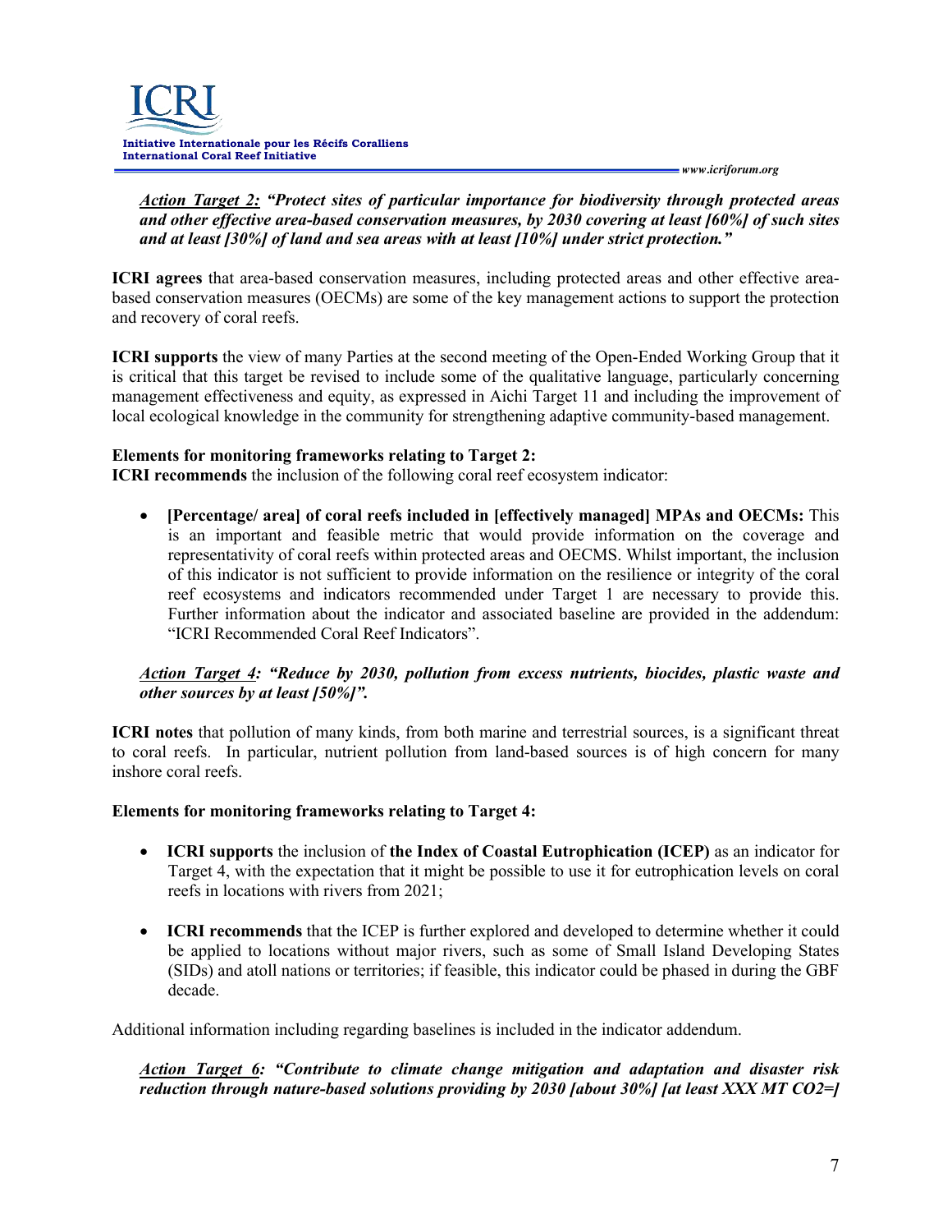***Action Target 2:* "Protect sites of particular importance for biodiversity through protected areas and other effective area-based conservation measures, by 2030 covering at least [60%] of such sites and at least [30%] of land and sea areas with at least [10%] under strict protection."**

**ICRI agrees** that area-based conservation measures, including protected areas and other effective area-based conservation measures (OECMs) are some of the key management actions to support the protection and recovery of coral reefs.

**ICRI supports** the view of many Parties at the second meeting of the Open-Ended Working Group that it is critical that this target be revised to include some of the qualitative language, particularly concerning management effectiveness and equity, as expressed in Aichi Target 11 and including the improvement of local ecological knowledge in the community for strengthening adaptive community-based management.

**Elements for monitoring frameworks relating to Target 2:**
**ICRI recommends** the inclusion of the following coral reef ecosystem indicator:

- **[Percentage/ area] of coral reefs included in [effectively managed] MPAs and OECMs:** This is an important and feasible metric that would provide information on the coverage and representativity of coral reefs within protected areas and OECMS. Whilst important, the inclusion of this indicator is not sufficient to provide information on the resilience or integrity of the coral reef ecosystems and indicators recommended under Target 1 are necessary to provide this. Further information about the indicator and associated baseline are provided in the addendum: "ICRI Recommended Coral Reef Indicators".

***Action Target 4:* "Reduce by 2030, pollution from excess nutrients, biocides, plastic waste and other sources by at least [50%]".**

**ICRI notes** that pollution of many kinds, from both marine and terrestrial sources, is a significant threat to coral reefs. In particular, nutrient pollution from land-based sources is of high concern for many inshore coral reefs.

**Elements for monitoring frameworks relating to Target 4:**

- **ICRI supports** the inclusion of **the Index of Coastal Eutrophication (ICEP)** as an indicator for Target 4, with the expectation that it might be possible to use it for eutrophication levels on coral reefs in locations with rivers from 2021;

- **ICRI recommends** that the ICEP is further explored and developed to determine whether it could be applied to locations without major rivers, such as some of Small Island Developing States (SIDs) and atoll nations or territories; if feasible, this indicator could be phased in during the GBF decade.

Additional information including regarding baselines is included in the indicator addendum.

***Action Target 6:* "Contribute to climate change mitigation and adaptation and disaster risk reduction through nature-based solutions providing by 2030 [about 30%] [at least XXX MT CO2=]**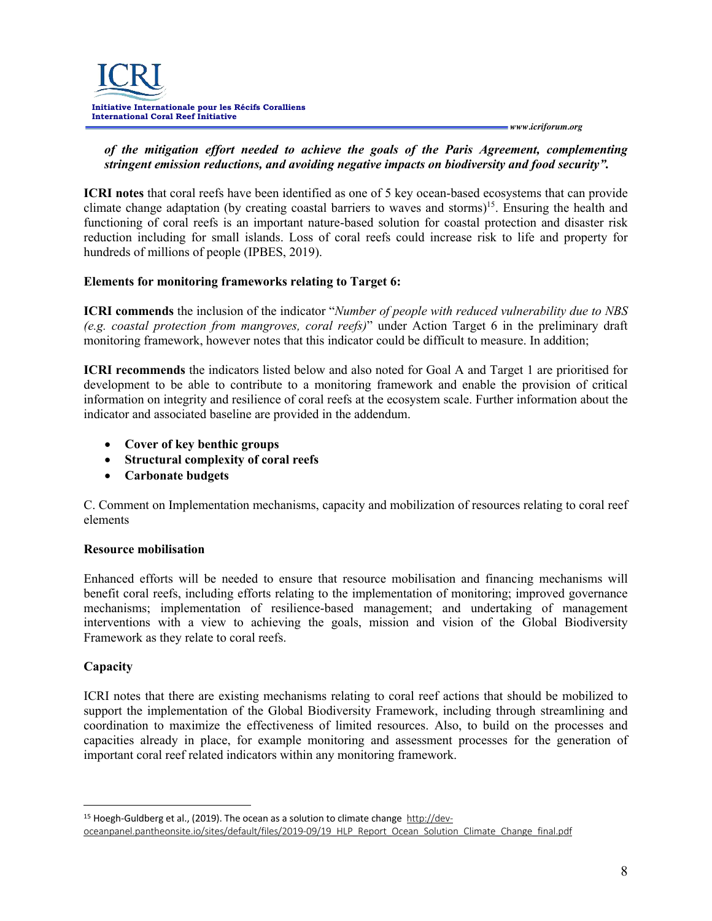***of the mitigation effort needed to achieve the goals of the Paris Agreement, complementing stringent emission reductions, and avoiding negative impacts on biodiversity and food security".***

**ICRI notes** that coral reefs have been identified as one of 5 key ocean-based ecosystems that can provide climate change adaptation (by creating coastal barriers to waves and storms)[15]. Ensuring the health and functioning of coral reefs is an important nature-based solution for coastal protection and disaster risk reduction including for small islands. Loss of coral reefs could increase risk to life and property for hundreds of millions of people (IPBES, 2019).

**Elements for monitoring frameworks relating to Target 6:**

**ICRI commends** the inclusion of the indicator "*Number of people with reduced vulnerability due to NBS (e.g. coastal protection from mangroves, coral reefs)*" under Action Target 6 in the preliminary draft monitoring framework, however notes that this indicator could be difficult to measure. In addition;

**ICRI recommends** the indicators listed below and also noted for Goal A and Target 1 are prioritised for development to be able to contribute to a monitoring framework and enable the provision of critical information on integrity and resilience of coral reefs at the ecosystem scale. Further information about the indicator and associated baseline are provided in the addendum.

- **Cover of key benthic groups**
- **Structural complexity of coral reefs**
- **Carbonate budgets**

C. Comment on Implementation mechanisms, capacity and mobilization of resources relating to coral reef elements

**Resource mobilisation**

Enhanced efforts will be needed to ensure that resource mobilisation and financing mechanisms will benefit coral reefs, including efforts relating to the implementation of monitoring; improved governance mechanisms; implementation of resilience-based management; and undertaking of management interventions with a view to achieving the goals, mission and vision of the Global Biodiversity Framework as they relate to coral reefs.

**Capacity**

ICRI notes that there are existing mechanisms relating to coral reef actions that should be mobilized to support the implementation of the Global Biodiversity Framework, including through streamlining and coordination to maximize the effectiveness of limited resources. Also, to build on the processes and capacities already in place, for example monitoring and assessment processes for the generation of important coral reef related indicators within any monitoring framework.

---

[15] Hoegh-Guldberg et al., (2019). The ocean as a solution to climate change http://dev-oceanpanel.pantheonsite.io/sites/default/files/2019-09/19_HLP_Report_Ocean_Solution_Climate_Change_final.pdf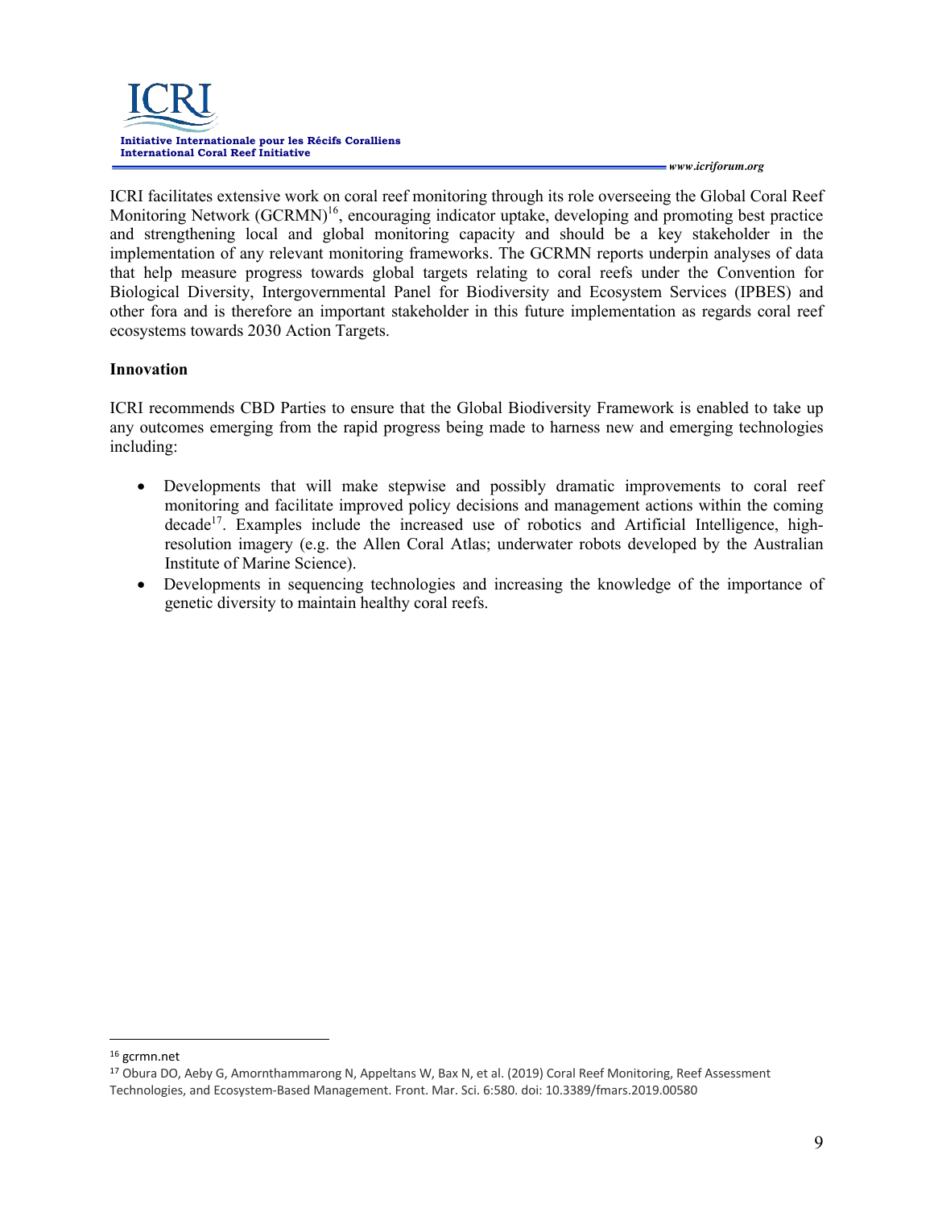ICRI facilitates extensive work on coral reef monitoring through its role overseeing the Global Coral Reef Monitoring Network (GCRMN)[16], encouraging indicator uptake, developing and promoting best practice and strengthening local and global monitoring capacity and should be a key stakeholder in the implementation of any relevant monitoring frameworks. The GCRMN reports underpin analyses of data that help measure progress towards global targets relating to coral reefs under the Convention for Biological Diversity, Intergovernmental Panel for Biodiversity and Ecosystem Services (IPBES) and other fora and is therefore an important stakeholder in this future implementation as regards coral reef ecosystems towards 2030 Action Targets.

**Innovation**

ICRI recommends CBD Parties to ensure that the Global Biodiversity Framework is enabled to take up any outcomes emerging from the rapid progress being made to harness new and emerging technologies including:

- Developments that will make stepwise and possibly dramatic improvements to coral reef monitoring and facilitate improved policy decisions and management actions within the coming decade[17]. Examples include the increased use of robotics and Artificial Intelligence, high-resolution imagery (e.g. the Allen Coral Atlas; underwater robots developed by the Australian Institute of Marine Science).
- Developments in sequencing technologies and increasing the knowledge of the importance of genetic diversity to maintain healthy coral reefs.

---

[16] gcrmn.net

[17] Obura DO, Aeby G, Amornthammarong N, Appeltans W, Bax N, et al. (2019) Coral Reef Monitoring, Reef Assessment Technologies, and Ecosystem-Based Management. Front. Mar. Sci. 6:580. doi: 10.3389/fmars.2019.00580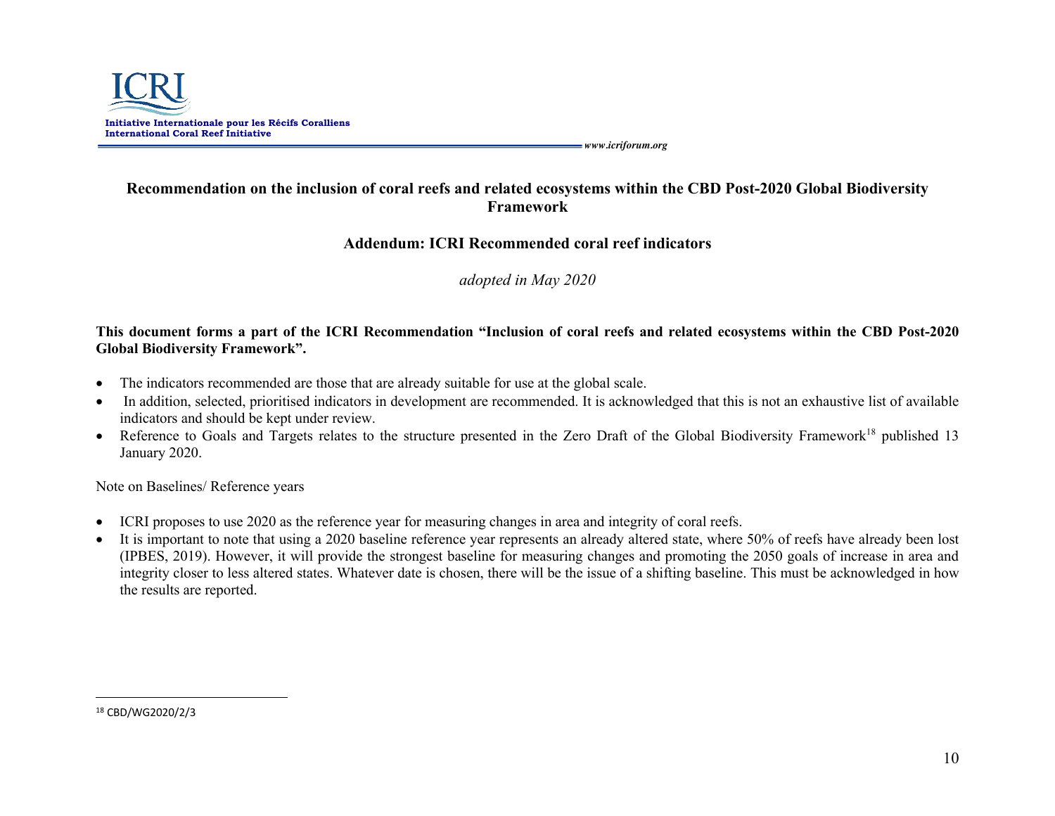## Recommendation on the inclusion of coral reefs and related ecosystems within the CBD Post-2020 Global Biodiversity Framework

### Addendum: ICRI Recommended coral reef indicators

*adopted in May 2020*

**This document forms a part of the ICRI Recommendation "Inclusion of coral reefs and related ecosystems within the CBD Post-2020 Global Biodiversity Framework".**

- The indicators recommended are those that are already suitable for use at the global scale.
- In addition, selected, prioritised indicators in development are recommended. It is acknowledged that this is not an exhaustive list of available indicators and should be kept under review.
- Reference to Goals and Targets relates to the structure presented in the Zero Draft of the Global Biodiversity Framework[18] published 13 January 2020.

Note on Baselines/ Reference years

- ICRI proposes to use 2020 as the reference year for measuring changes in area and integrity of coral reefs.
- It is important to note that using a 2020 baseline reference year represents an already altered state, where 50% of reefs have already been lost (IPBES, 2019). However, it will provide the strongest baseline for measuring changes and promoting the 2050 goals of increase in area and integrity closer to less altered states. Whatever date is chosen, there will be the issue of a shifting baseline. This must be acknowledged in how the results are reported.

---

[18] CBD/WG2020/2/3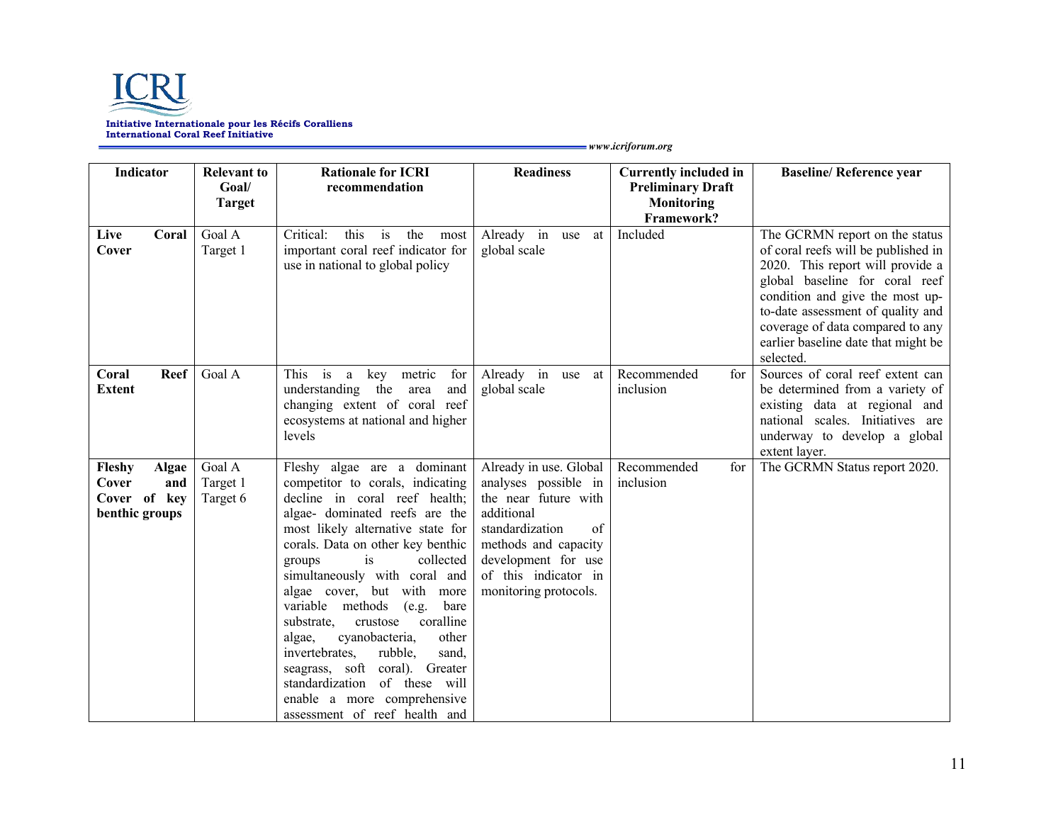| Indicator | Relevant to Goal/ Target | Rationale for ICRI recommendation | Readiness | Currently included in Preliminary Draft Monitoring Framework? | Baseline/ Reference year |
|---|---|---|---|---|---|
| **Live Coral Cover** | Goal A Target 1 | Critical: this is the most important coral reef indicator for use in national to global policy | Already in use at global scale | Included | The GCRMN report on the status of coral reefs will be published in 2020. This report will provide a global baseline for coral reef condition and give the most up-to-date assessment of quality and coverage of data compared to any earlier baseline date that might be selected. |
| **Coral Reef Extent** | Goal A | This is a key metric for understanding the area and changing extent of coral reef ecosystems at national and higher levels | Already in use at global scale | Recommended for inclusion | Sources of coral reef extent can be determined from a variety of existing data at regional and national scales. Initiatives are underway to develop a global extent layer. |
| **Fleshy Algae Cover and Cover of key benthic groups** | Goal A Target 1 Target 6 | Fleshy algae are a dominant competitor to corals, indicating decline in coral reef health; algae- dominated reefs are the most likely alternative state for corals. Data on other key benthic groups is collected simultaneously with coral and algae cover, but with more variable methods (e.g. bare substrate, crustose coralline algae, cyanobacteria, other invertebrates, rubble, sand, seagrass, soft coral). Greater standardization of these will enable a more comprehensive assessment of reef health and | Already in use. Global analyses possible in the near future with additional standardization of methods and capacity development for use of this indicator in monitoring protocols. | Recommended for inclusion | The GCRMN Status report 2020. |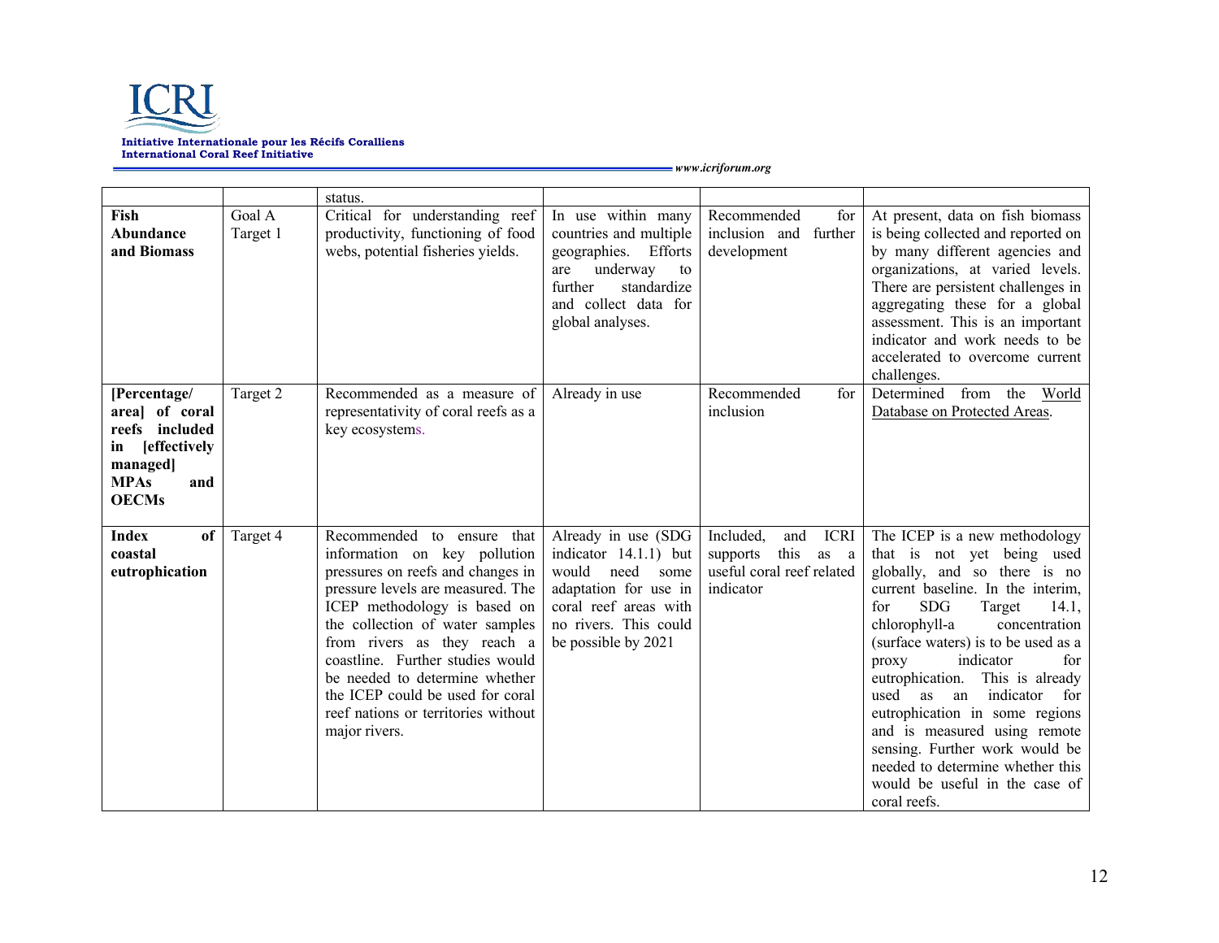| | | | | | |
|---|---|---|---|---|---|
| | | status. | | | |
| **Fish Abundance and Biomass** | Goal A Target 1 | Critical for understanding reef productivity, functioning of food webs, potential fisheries yields. | In use within many countries and multiple geographies. Efforts are underway to further standardize and collect data for global analyses. | Recommended for inclusion and further development | At present, data on fish biomass is being collected and reported on by many different agencies and organizations, at varied levels. There are persistent challenges in aggregating these for a global assessment. This is an important indicator and work needs to be accelerated to overcome current challenges. |
| **[Percentage/ area] of coral reefs included in [effectively managed] MPAs and OECMs** | Target 2 | Recommended as a measure of representativity of coral reefs as a key ecosystems. | Already in use | Recommended for inclusion | Determined from the World Database on Protected Areas. |
| **Index of coastal eutrophication** | Target 4 | Recommended to ensure that information on key pollution pressures on reefs and changes in pressure levels are measured. The ICEP methodology is based on the collection of water samples from rivers as they reach a coastline. Further studies would be needed to determine whether the ICEP could be used for coral reef nations or territories without major rivers. | Already in use (SDG indicator 14.1.1) but would need some adaptation for use in coral reef areas with no rivers. This could be possible by 2021 | Included, and ICRI supports this as a useful coral reef related indicator | The ICEP is a new methodology that is not yet being used globally, and so there is no current baseline. In the interim, for SDG Target 14.1, chlorophyll-a concentration (surface waters) is to be used as a proxy indicator for eutrophication. This is already used as an indicator for eutrophication in some regions and is measured using remote sensing. Further work would be needed to determine whether this would be useful in the case of coral reefs. |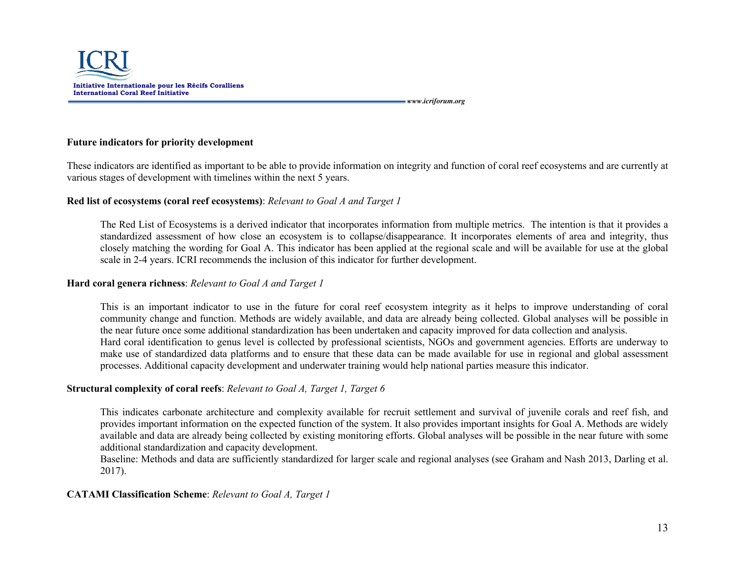**Future indicators for priority development**

These indicators are identified as important to be able to provide information on integrity and function of coral reef ecosystems and are currently at various stages of development with timelines within the next 5 years.

**Red list of ecosystems (coral reef ecosystems)**: *Relevant to Goal A and Target 1*

The Red List of Ecosystems is a derived indicator that incorporates information from multiple metrics. The intention is that it provides a standardized assessment of how close an ecosystem is to collapse/disappearance. It incorporates elements of area and integrity, thus closely matching the wording for Goal A. This indicator has been applied at the regional scale and will be available for use at the global scale in 2-4 years. ICRI recommends the inclusion of this indicator for further development.

**Hard coral genera richness**: *Relevant to Goal A and Target 1*

This is an important indicator to use in the future for coral reef ecosystem integrity as it helps to improve understanding of coral community change and function. Methods are widely available, and data are already being collected. Global analyses will be possible in the near future once some additional standardization has been undertaken and capacity improved for data collection and analysis.
Hard coral identification to genus level is collected by professional scientists, NGOs and government agencies. Efforts are underway to make use of standardized data platforms and to ensure that these data can be made available for use in regional and global assessment processes. Additional capacity development and underwater training would help national parties measure this indicator.

**Structural complexity of coral reefs**: *Relevant to Goal A, Target 1, Target 6*

This indicates carbonate architecture and complexity available for recruit settlement and survival of juvenile corals and reef fish, and provides important information on the expected function of the system. It also provides important insights for Goal A. Methods are widely available and data are already being collected by existing monitoring efforts. Global analyses will be possible in the near future with some additional standardization and capacity development.
Baseline: Methods and data are sufficiently standardized for larger scale and regional analyses (see Graham and Nash 2013, Darling et al. 2017).

**CATAMI Classification Scheme**: *Relevant to Goal A, Target 1*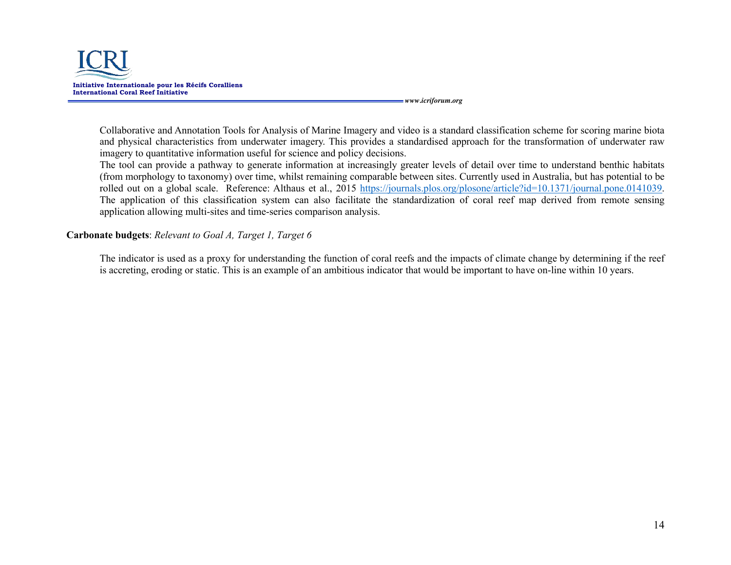Collaborative and Annotation Tools for Analysis of Marine Imagery and video is a standard classification scheme for scoring marine biota and physical characteristics from underwater imagery. This provides a standardised approach for the transformation of underwater raw imagery to quantitative information useful for science and policy decisions.

The tool can provide a pathway to generate information at increasingly greater levels of detail over time to understand benthic habitats (from morphology to taxonomy) over time, whilst remaining comparable between sites. Currently used in Australia, but has potential to be rolled out on a global scale. Reference: Althaus et al., 2015 [https://journals.plos.org/plosone/article?id=10.1371/journal.pone.0141039](https://journals.plos.org/plosone/article?id=10.1371/journal.pone.0141039).

The application of this classification system can also facilitate the standardization of coral reef map derived from remote sensing application allowing multi-sites and time-series comparison analysis.

**Carbonate budgets**: *Relevant to Goal A, Target 1, Target 6*

The indicator is used as a proxy for understanding the function of coral reefs and the impacts of climate change by determining if the reef is accreting, eroding or static. This is an example of an ambitious indicator that would be important to have on-line within 10 years.